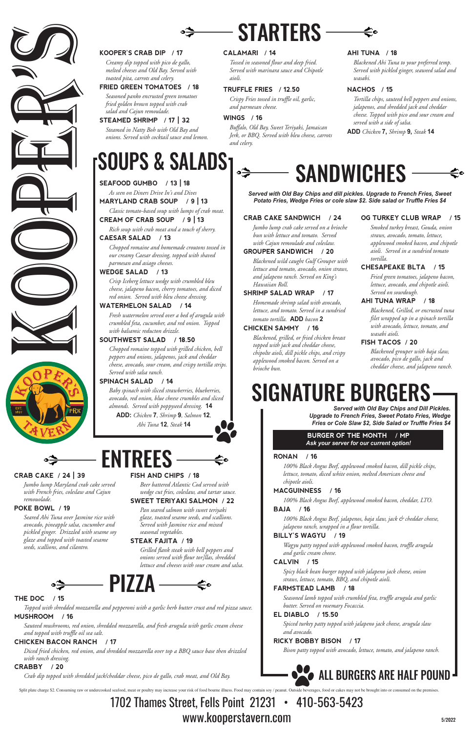# KOOPER'S

KOOPER'S TAVERN EST. 1897 PRK

## STARTERS

**KOOPER'S CRAB DIP / 17**
*Creamy dip topped with pico de gallo, melted cheeses and Old Bay. Served with toasted pita, carrots and celery.*

**FRIED GREEN TOMATOES / 18**
*Seasoned panko encrusted green tomatoes fried golden brown topped with crab salad and Cajun remoulade.*

**STEAMED SHRIMP / 17 | 32**
*Steamed in Natty Boh with Old Bay and onions. Served with cocktail sauce and lemon.*

**CALAMARI / 14**
*Tossed in seasoned flour and deep fried. Served with marinara sauce and Chipotle aioli.*

**TRUFFLE FRIES / 12.50**
*Crispy Fries tossed in truffle oil, garlic, and parmesan cheese.*

**WINGS / 16**
*Buffalo, Old Bay, Sweet Teriyaki, Jamaican Jerk, or BBQ. Served with bleu cheese, carrots and celery.*

**AHI TUNA / 18**
*Blackened Ahi Tuna to your preferred temp. Served with pickled ginger, seaweed salad and wasabi.*

**NACHOS / 15**
*Tortilla chips, sauteed bell peppers and onions, jalapenos, and shredded jack and cheddar cheese. Topped with pico and sour cream and served with a side of salsa.*
**ADD** *Chicken* **7**, *Shrimp* **9**, *Steak* **14**

## SOUPS & SALADS

**SEAFOOD GUMBO / 13 | 18**
*As seen on Diners Drive In's and Dives*

**MARYLAND CRAB SOUP / 9 | 13**
*Classic tomato-based soup with lumps of crab meat.*

**CREAM OF CRAB SOUP / 9 | 13**
*Rich soup with crab meat and a touch of sherry.*

**CAESAR SALAD / 13**
*Chopped romaine and homemade croutons tossed in our creamy Caesar dressing, topped with shaved parmesan and asiago cheeses.*

**WEDGE SALAD / 13**
*Crisp Iceberg lettuce wedge with crumbled bleu cheese, jalapeno bacon, cherry tomatoes, and diced red onion. Served with bleu cheese dressing.*

**WATERMELON SALAD / 14**
*Fresh watermelon served over a bed of arugula with crumbled feta, cucumber, and red onion. Topped with balsamic reduction drizzle.*

**SOUTHWEST SALAD / 18.50**
*Chopped romaine topped with grilled chicken, bell peppers and onions, jalapenos, jack and cheddar cheese, avocado, sour cream, and crispy tortilla strips. Served with salsa ranch.*

**SPINACH SALAD / 14**
*Baby spinach with sliced strawberries, blueberries, avocado, red onion, blue cheese crumbles and sliced almonds. Served with poppyseed dressing.* **14**

**ADD:** *Chicken* **7**, *Shrimp* **9**, *Salmon* **12**, *Ahi Tuna* **12**, *Steak* **14**

## SANDWICHES

***Served with Old Bay Chips and dill pickles. Upgrade to French Fries, Sweet Potato Fries, Wedge Fries or cole slaw $2. Side salad or Truffle Fries $4***

**CRAB CAKE SANDWICH / 24**
*Jumbo lump crab cake served on a brioche bun with lettuce and tomato. Served with Cajun remoulade and coleslaw.*

**GROUPER SANDWICH / 20**
*Blackened wild caught Gulf Grouper with lettuce and tomato, avocado, onion straws, and jalapeno ranch. Served on King's Hawaiian Roll.*

**SHRIMP SALAD WRAP / 17**
*Homemade shrimp salad with avocado, lettuce, and tomato. Served in a sundried tomato tortilla.* **ADD** *bacon* **2**

**CHICKEN SAMMY / 16**
*Blackened, grilled, or fried chicken breast topped with jack and cheddar cheese, chipotle aioli, dill pickle chips, and crispy applewood smoked bacon. Served on a brioche bun.*

**OG TURKEY CLUB WRAP / 15**
*Smoked turkey breast, Gouda, onion straws, avocado, tomato, lettuce, applewood smoked bacon, and chipotle aioli. Served in a sundried tomato tortilla.*

**CHESAPEAKE BLTA / 15**
*Fried green tomatoes, jalapeno bacon, lettuce, avocado, and chipotle aioli. Served on sourdough.*

**AHI TUNA WRAP / 18**
*Blackened, Grilled, or encrusted tuna filet wrapped up in a spinach tortilla with avocado, lettuce, tomato, and wasabi aioli.*

**FISH TACOS / 20**
*Blackened grouper with baja slaw, avocado, pico de gallo, jack and cheddar cheese, and jalapeno ranch.*

## SIGNATURE BURGERS

***Served with Old Bay Chips and Dill Pickles. Upgrade to French Fries, Sweet Potato Fries, Wedge Fries or Cole Slaw $2, Side Salad or Truffle Fries $4***

**BURGER OF THE MONTH / MP**
***Ask your server for our current option!***

**RONAN / 16**
*100% Black Angus Beef, applewood smoked bacon, dill pickle chips, lettuce, tomato, diced white onion, melted American cheese and chipotle aioli.*

**MACGUINNESS / 16**
*100% Black Angus Beef, applewood smoked bacon, cheddar, LTO.*

**BAJA / 16**
*100% Black Angus Beef, jalapenos, baja slaw, jack & cheddar cheese, jalapeno ranch, wrapped in a flour tortilla.*

**BILLY'S WAGYU / 19**
*Wagyu patty topped with applewood smoked bacon, truffle arugula and garlic cream cheese.*

**CALVIN / 15**
*Spicy black bean burger topped with jalapeno jack cheese, onion straws, lettuce, tomato, BBQ, and chipotle aioli.*

**FARMSTEAD LAMB / 18**
*Seasoned lamb topped with crumbled feta, truffle arugula and garlic butter. Served on rosemary Focaccia.*

**EL DIABLO / 15.50**
*Spiced turkey patty topped with jalapeno jack cheese, arugula slaw and avocado.*

**RICKY BOBBY BISON / 17**
*Bison patty topped with avocado, lettuce, tomato, and jalapeno ranch.*

**ALL BURGERS ARE HALF POUND**

## ENTREES

**CRAB CAKE / 24 | 39**
*Jumbo lump Maryland crab cake served with French fries, coleslaw and Cajun remoulade.*

**POKE BOWL / 19**
*Seared Ahi Tuna over Jasmine rice with avocado, pineapple salsa, cucumber and pickled ginger. Drizzled with sesame soy glaze and topped with toasted sesame seeds, scallions, and cilantro.*

**FISH AND CHIPS / 18**
*Beer battered Atlantic Cod served with wedge cut fries, coleslaw, and tartar sauce.*

**SWEET TERIYAKI SALMON / 22**
*Pan seared salmon with sweet teriyaki glaze, toasted sesame seeds, and scallions. Served with Jasmine rice and mixed seasonal vegetables.*

**STEAK FAJITA / 19**
*Grilled flank steak with bell peppers and onions served with flour tortillas, shredded lettuce and cheeses with sour cream and salsa.*

## PIZZA

**THE DOC / 15**
*Topped with shredded mozzarella and pepperoni with a garlic herb butter crust and red pizza sauce.*

**MUSHROOM / 16**
*Sauteed mushrooms, red onion, shredded mozzarella, and fresh arugula with garlic cream cheese and topped with truffle oil sea salt.*

**CHICKEN BACON RANCH / 17**
*Diced fried chicken, red onion, and shredded mozzarella over top a BBQ sauce base then drizzled with ranch dressing.*

**CRABBY / 20**
*Crab dip topped with shredded jack/cheddar cheese, pico de gallo, crab meat, and Old Bay.*

Split plate charge $2. Consuming raw or undercooked seafood, meat or poultry may increase your risk of food borne illness. Food may contain soy / peanut. Outside beverages, food or cakes may not be brought into or consumed on the premises.

1702 Thames Street, Fells Point 21231 • 410-563-5423
www.kooperstavern.com

5/2022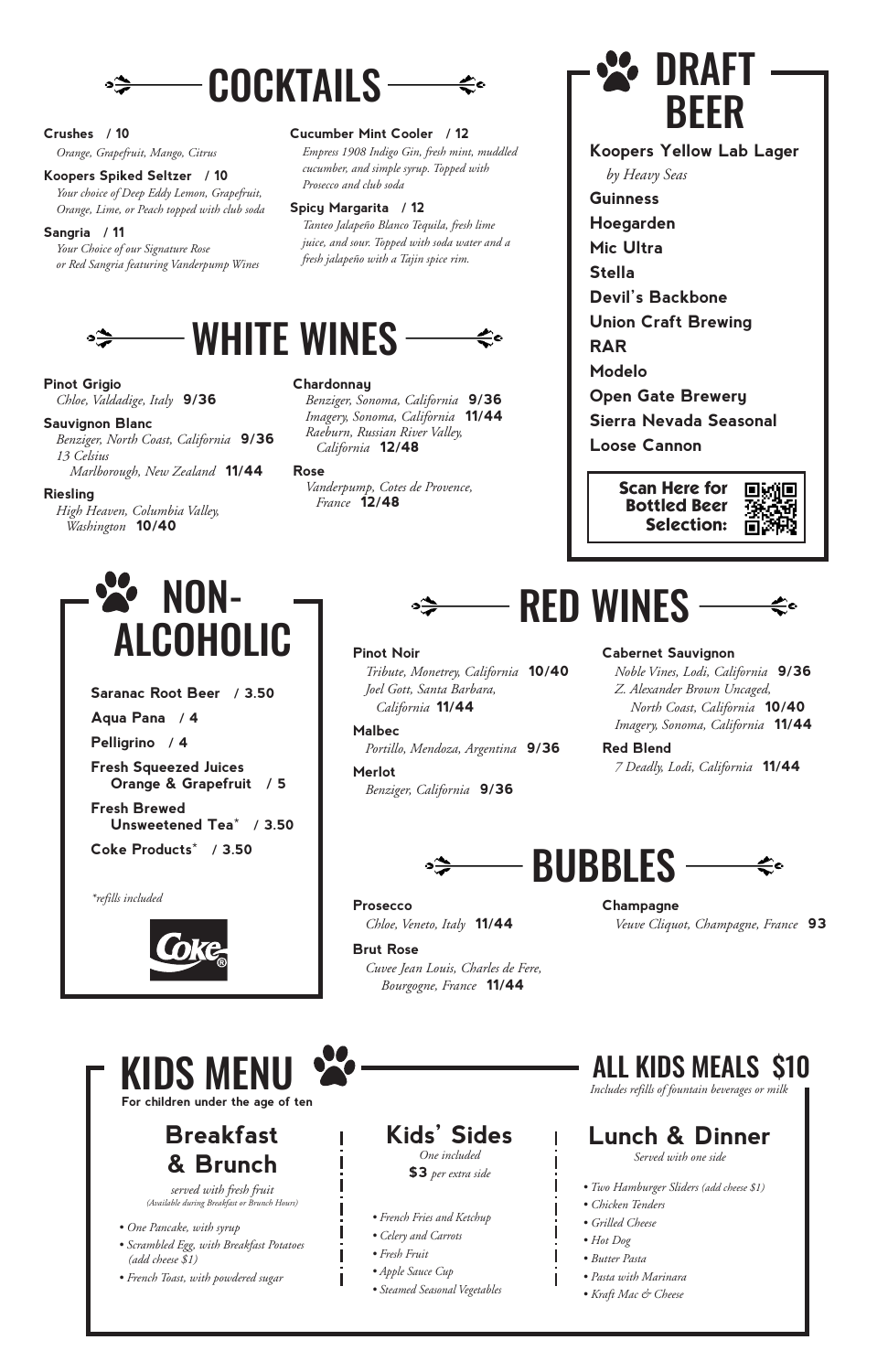# COCKTAILS

**Crushes / 10**
*Orange, Grapefruit, Mango, Citrus*

**Koopers Spiked Seltzer / 10**
*Your choice of Deep Eddy Lemon, Grapefruit, Orange, Lime, or Peach topped with club soda*

**Sangria / 11**
*Your Choice of our Signature Rose or Red Sangria featuring Vanderpump Wines*

**Cucumber Mint Cooler / 12**
*Empress 1908 Indigo Gin, fresh mint, muddled cucumber, and simple syrup. Topped with Prosecco and club soda*

**Spicy Margarita / 12**
*Tanteo Jalapeño Blanco Tequila, fresh lime juice, and sour. Topped with soda water and a fresh jalapeño with a Tajin spice rim.*

# DRAFT BEER

**Koopers Yellow Lab Lager**
*by Heavy Seas*

**Guinness**

**Hoegarden**

**Mic Ultra**

**Stella**

**Devil's Backbone**

**Union Craft Brewing**

**RAR**

**Modelo**

**Open Gate Brewery**

**Sierra Nevada Seasonal**

**Loose Cannon**

**Scan Here for Bottled Beer Selection:**

# WHITE WINES

**Pinot Grigio**
*Chloe, Valdadige, Italy* **9/36**

**Sauvignon Blanc**
*Benziger, North Coast, California* **9/36**
*13 Celsius Marlborough, New Zealand* **11/44**

**Riesling**
*High Heaven, Columbia Valley, Washington* **10/40**

**Chardonnay**
*Benziger, Sonoma, California* **9/36**
*Imagery, Sonoma, California* **11/44**
*Raeburn, Russian River Valley, California* **12/48**

**Rose**
*Vanderpump, Cotes de Provence, France* **12/48**

# NON-ALCOHOLIC

**Saranac Root Beer / 3.50**

**Aqua Pana / 4**

**Pelligrino / 4**

**Fresh Squeezed Juices Orange & Grapefruit / 5**

**Fresh Brewed Unsweetened Tea* / 3.50**

**Coke Products* / 3.50**

*\*refills included*

# RED WINES

**Pinot Noir**
*Tribute, Monetrey, California* **10/40**
*Joel Gott, Santa Barbara, California* **11/44**

**Malbec**
*Portillo, Mendoza, Argentina* **9/36**

**Merlot**
*Benziger, California* **9/36**

**Cabernet Sauvignon**
*Noble Vines, Lodi, California* **9/36**
*Z. Alexander Brown Uncaged, North Coast, California* **10/40**
*Imagery, Sonoma, California* **11/44**

**Red Blend**
*7 Deadly, Lodi, California* **11/44**

# BUBBLES

**Prosecco**
*Chloe, Veneto, Italy* **11/44**

**Brut Rose**
*Cuvee Jean Louis, Charles de Fere, Bourgogne, France* **11/44**

**Champagne**
*Veuve Cliquot, Champagne, France* **93**

# KIDS MENU

**For children under the age of ten**

## ALL KIDS MEALS $10

*Includes refills of fountain beverages or milk*

## Breakfast & Brunch

*served with fresh fruit*
*(Available during Breakfast or Brunch Hours)*

- *One Pancake, with syrup*
- *Scrambled Egg, with Breakfast Potatoes (add cheese $1)*
- *French Toast, with powdered sugar*

## Kids' Sides

*One included*
**$3** *per extra side*

- *French Fries and Ketchup*
- *Celery and Carrots*
- *Fresh Fruit*
- *Apple Sauce Cup*
- *Steamed Seasonal Vegetables*

## Lunch & Dinner

*Served with one side*

- *Two Hamburger Sliders (add cheese $1)*
- *Chicken Tenders*
- *Grilled Cheese*
- *Hot Dog*
- *Butter Pasta*
- *Pasta with Marinara*
- *Kraft Mac & Cheese*